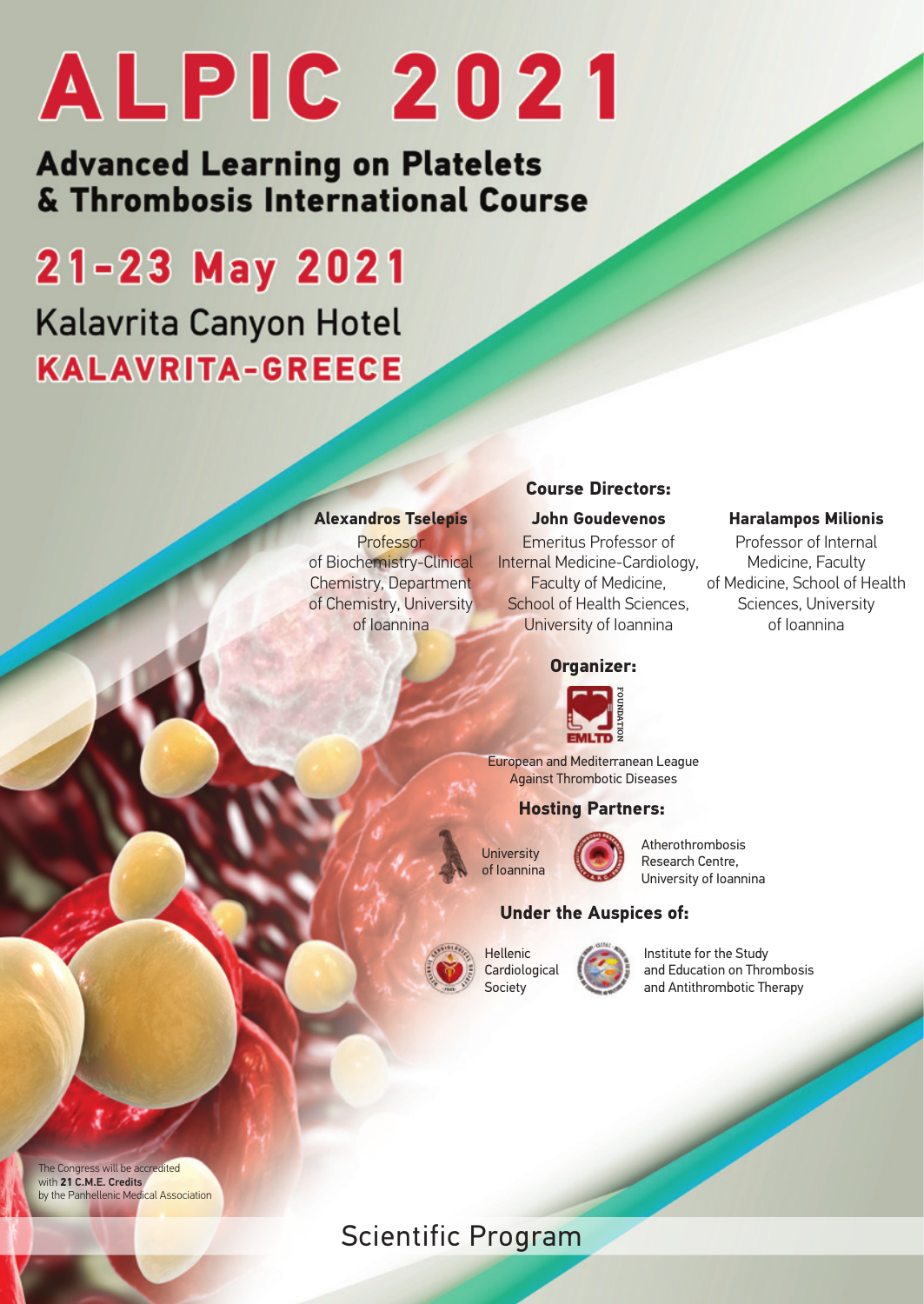# ALPIC 2021

## Advanced Learning on Platelets & Thrombosis International Course

## 21-23 May 2021

Kalavrita Canyon Hotel

**KALAVRITA-GREECE**

### Course Directors:

**Alexandros Tselepis**
Professor of Biochemistry-Clinical Chemistry, Department of Chemistry, University of Ioannina

**John Goudevenos**
Emeritus Professor of Internal Medicine-Cardiology, Faculty of Medicine, School of Health Sciences, University of Ioannina

**Haralampos Milionis**
Professor of Internal Medicine, Faculty of Medicine, School of Health Sciences, University of Ioannina

### Organizer:

EMLTD FOUNDATION

European and Mediterranean League Against Thrombotic Diseases

### Hosting Partners:

University of Ioannina

Atherothrombosis Research Centre, University of Ioannina

### Under the Auspices of:

Hellenic Cardiological Society

Institute for the Study and Education on Thrombosis and Antithrombotic Therapy

The Congress will be accredited with **21 C.M.E. Credits** by the Panhellenic Medical Association

## Scientific Program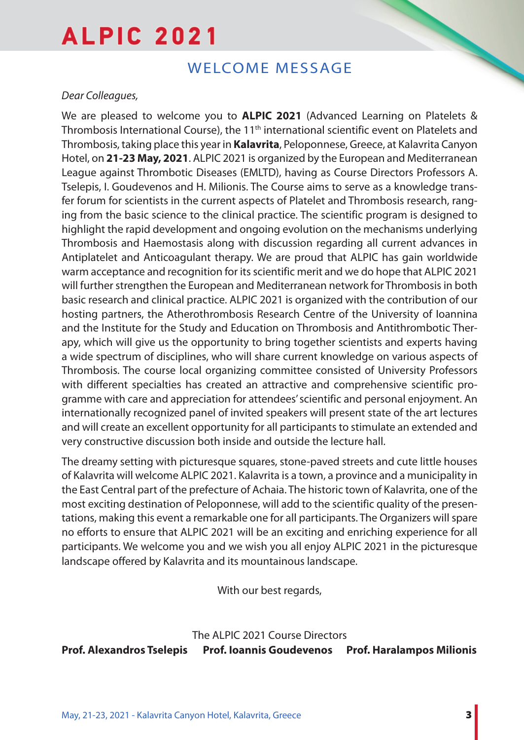# WELCOME MESSAGE

*Dear Colleagues,*

We are pleased to welcome you to **ALPIC 2021** (Advanced Learning on Platelets & Thrombosis International Course), the 11th international scientific event on Platelets and Thrombosis, taking place this year in **Kalavrita**, Peloponnese, Greece, at Kalavrita Canyon Hotel, on **21-23 May, 2021**. ALPIC 2021 is organized by the European and Mediterranean League against Thrombotic Diseases (EMLTD), having as Course Directors Professors A. Tselepis, I. Goudevenos and H. Milionis. The Course aims to serve as a knowledge transfer forum for scientists in the current aspects of Platelet and Thrombosis research, ranging from the basic science to the clinical practice. The scientific program is designed to highlight the rapid development and ongoing evolution on the mechanisms underlying Thrombosis and Haemostasis along with discussion regarding all current advances in Antiplatelet and Anticoagulant therapy. We are proud that ALPIC has gain worldwide warm acceptance and recognition for its scientific merit and we do hope that ALPIC 2021 will further strengthen the European and Mediterranean network for Thrombosis in both basic research and clinical practice. ALPIC 2021 is organized with the contribution of our hosting partners, the Atherothrombosis Research Centre of the University of Ioannina and the Institute for the Study and Education on Thrombosis and Antithrombotic Therapy, which will give us the opportunity to bring together scientists and experts having a wide spectrum of disciplines, who will share current knowledge on various aspects of Thrombosis. The course local organizing committee consisted of University Professors with different specialties has created an attractive and comprehensive scientific programme with care and appreciation for attendees' scientific and personal enjoyment. An internationally recognized panel of invited speakers will present state of the art lectures and will create an excellent opportunity for all participants to stimulate an extended and very constructive discussion both inside and outside the lecture hall.

The dreamy setting with picturesque squares, stone-paved streets and cute little houses of Kalavrita will welcome ALPIC 2021. Kalavrita is a town, a province and a municipality in the East Central part of the prefecture of Achaia. The historic town of Kalavrita, one of the most exciting destination of Peloponnese, will add to the scientific quality of the presentations, making this event a remarkable one for all participants. The Organizers will spare no efforts to ensure that ALPIC 2021 will be an exciting and enriching experience for all participants. We welcome you and we wish you all enjoy ALPIC 2021 in the picturesque landscape offered by Kalavrita and its mountainous landscape.

With our best regards,

The ALPIC 2021 Course Directors

**Prof. Alexandros Tselepis** **Prof. Ioannis Goudevenos** **Prof. Haralampos Milionis**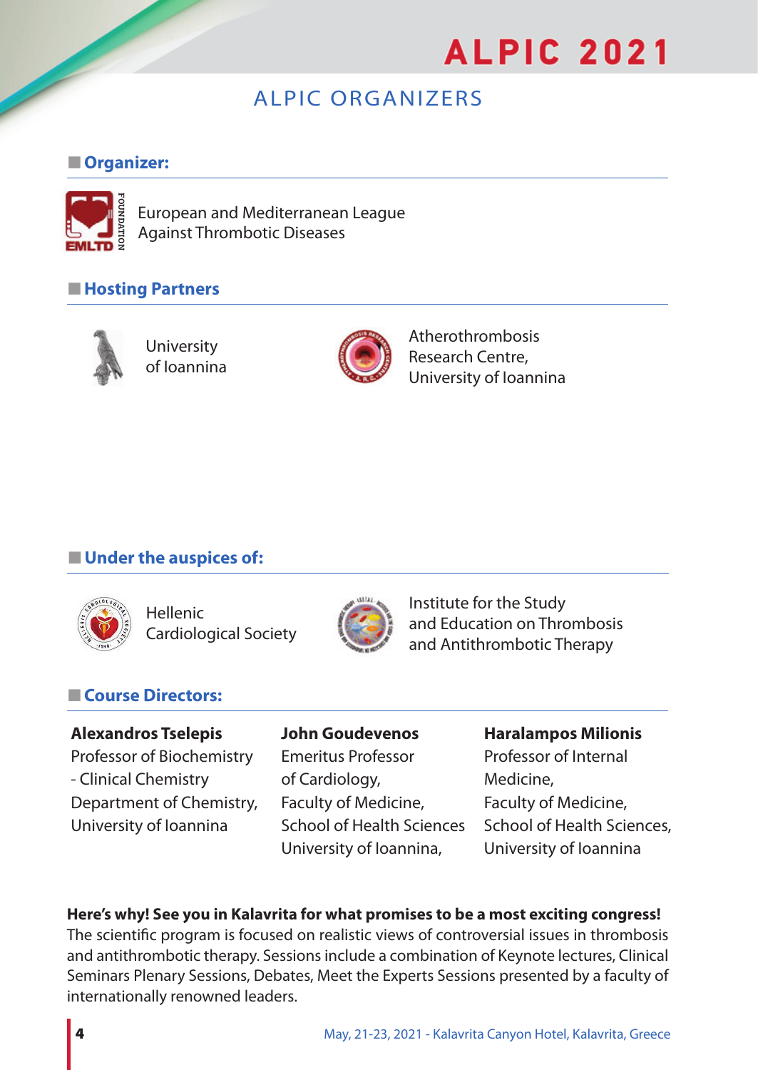# ALPIC ORGANIZERS

## Organizer:

European and Mediterranean League Against Thrombotic Diseases

## Hosting Partners

University of Ioannina

Atherothrombosis Research Centre, University of Ioannina

## Under the auspices of:

Hellenic Cardiological Society

Institute for the Study and Education on Thrombosis and Antithrombotic Therapy

## Course Directors:

**Alexandros Tselepis**
Professor of Biochemistry - Clinical Chemistry
Department of Chemistry,
University of Ioannina

**John Goudevenos**
Emeritus Professor of Cardiology,
Faculty of Medicine,
School of Health Sciences
University of Ioannina,

**Haralampos Milionis**
Professor of Internal Medicine,
Faculty of Medicine,
School of Health Sciences,
University of Ioannina

**Here's why! See you in Kalavrita for what promises to be a most exciting congress!**
The scientific program is focused on realistic views of controversial issues in thrombosis and antithrombotic therapy. Sessions include a combination of Keynote lectures, Clinical Seminars Plenary Sessions, Debates, Meet the Experts Sessions presented by a faculty of internationally renowned leaders.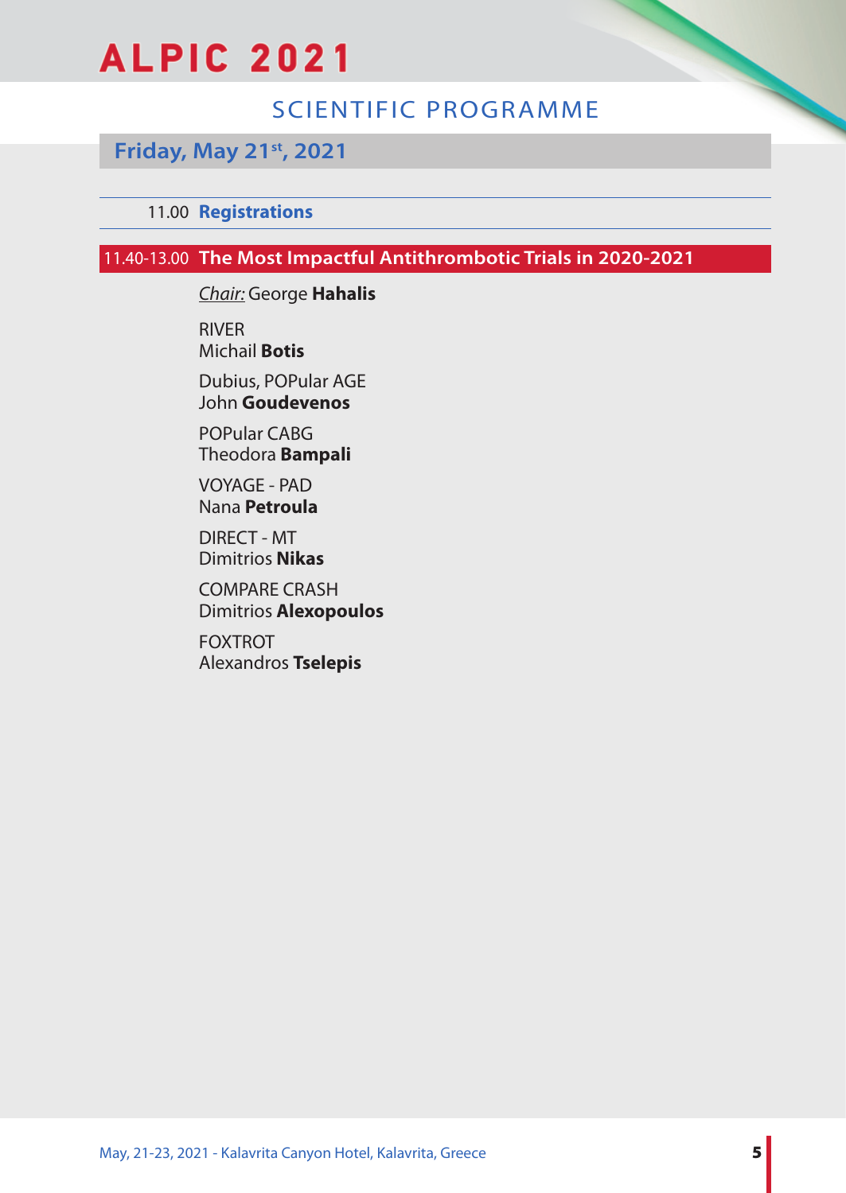## SCIENTIFIC PROGRAMME

### Friday, May 21st, 2021

11.00 **Registrations**

### 11.40-13.00 The Most Impactful Antithrombotic Trials in 2020-2021

*Chair:* George **Hahalis**

RIVER
Michail **Botis**

Dubius, POPular AGE
John **Goudevenos**

POPular CABG
Theodora **Bampali**

VOYAGE - PAD
Nana **Petroula**

DIRECT - MT
Dimitrios **Nikas**

COMPARE CRASH
Dimitrios **Alexopoulos**

FOXTROT
Alexandros **Tselepis**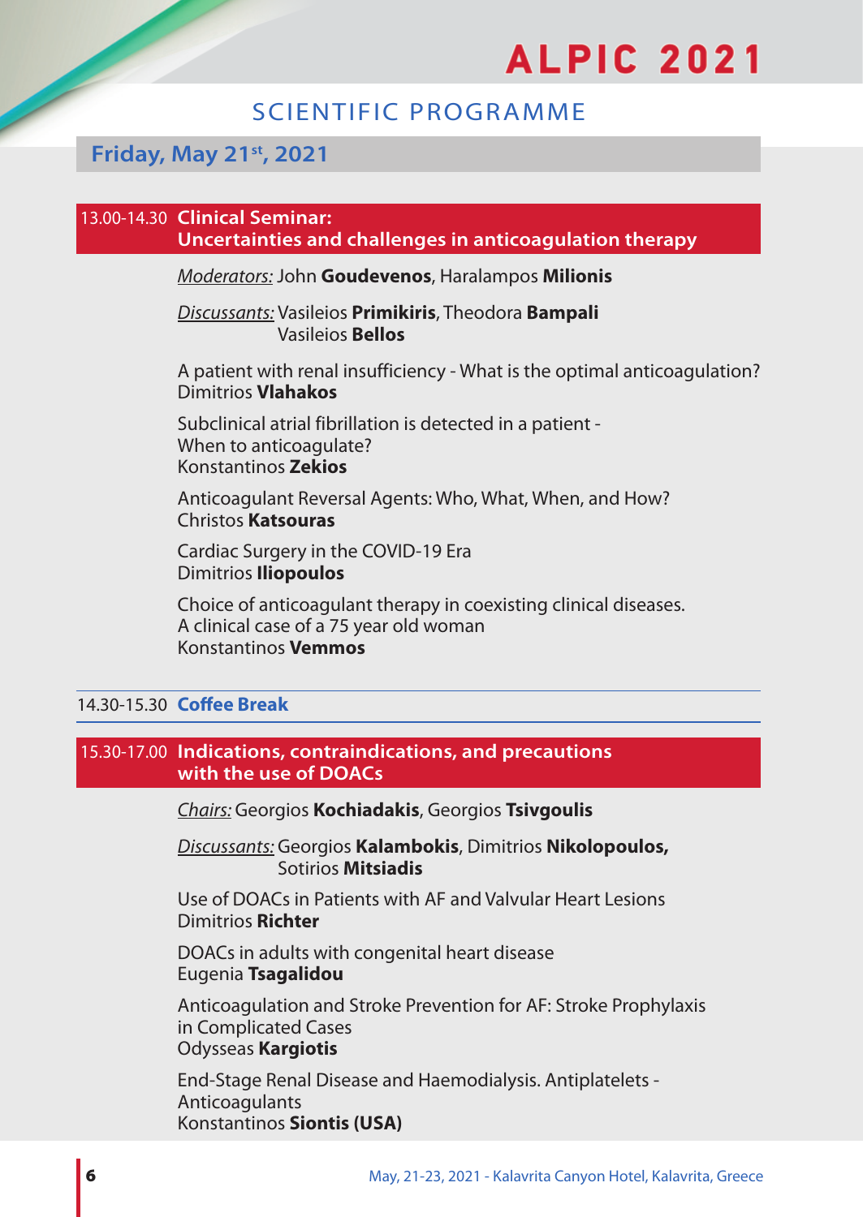## SCIENTIFIC PROGRAMME

### Friday, May 21st, 2021

#### 13.00-14.30 Clinical Seminar: Uncertainties and challenges in anticoagulation therapy

_Moderators:_ John **Goudevenos**, Haralampos **Milionis**

_Discussants:_ Vasileios **Primikiris**, Theodora **Bampali**
Vasileios **Bellos**

A patient with renal insufficiency - What is the optimal anticoagulation?
Dimitrios **Vlahakos**

Subclinical atrial fibrillation is detected in a patient -
When to anticoagulate?
Konstantinos **Zekios**

Anticoagulant Reversal Agents: Who, What, When, and How?
Christos **Katsouras**

Cardiac Surgery in the COVID-19 Era
Dimitrios **Iliopoulos**

Choice of anticoagulant therapy in coexisting clinical diseases.
A clinical case of a 75 year old woman
Konstantinos **Vemmos**

#### 14.30-15.30 Coffee Break

#### 15.30-17.00 Indications, contraindications, and precautions with the use of DOACs

_Chairs:_ Georgios **Kochiadakis**, Georgios **Tsivgoulis**

_Discussants:_ Georgios **Kalambokis**, Dimitrios **Nikolopoulos,**
Sotirios **Mitsiadis**

Use of DOACs in Patients with AF and Valvular Heart Lesions
Dimitrios **Richter**

DOACs in adults with congenital heart disease
Eugenia **Tsagalidou**

Anticoagulation and Stroke Prevention for AF: Stroke Prophylaxis in Complicated Cases
Odysseas **Kargiotis**

End-Stage Renal Disease and Haemodialysis. Antiplatelets - Anticoagulants
Konstantinos **Siontis (USA)**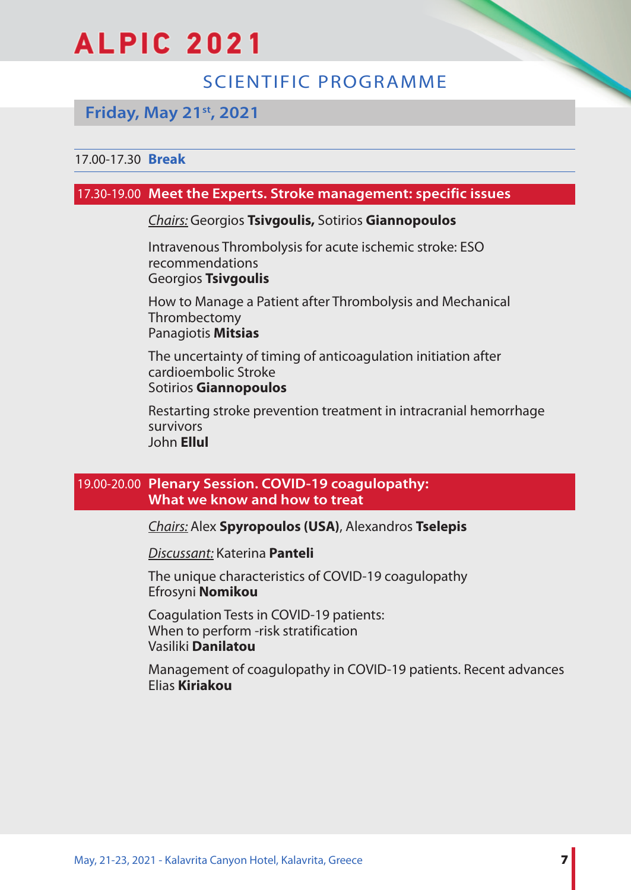## SCIENTIFIC PROGRAMME

### Friday, May 21st, 2021

17.00-17.30 **Break**

### 17.30-19.00 Meet the Experts. Stroke management: specific issues

*Chairs:* Georgios **Tsivgoulis,** Sotirios **Giannopoulos**

Intravenous Thrombolysis for acute ischemic stroke: ESO recommendations
Georgios **Tsivgoulis**

How to Manage a Patient after Thrombolysis and Mechanical Thrombectomy
Panagiotis **Mitsias**

The uncertainty of timing of anticoagulation initiation after cardioembolic Stroke
Sotirios **Giannopoulos**

Restarting stroke prevention treatment in intracranial hemorrhage survivors
John **Ellul**

### 19.00-20.00 Plenary Session. COVID-19 coagulopathy: What we know and how to treat

*Chairs:* Alex **Spyropoulos (USA)**, Alexandros **Tselepis**

*Discussant:* Katerina **Panteli**

The unique characteristics of COVID-19 coagulopathy
Efrosyni **Nomikou**

Coagulation Tests in COVID-19 patients:
When to perform -risk stratification
Vasiliki **Danilatou**

Management of coagulopathy in COVID-19 patients. Recent advances
Elias **Kiriakou**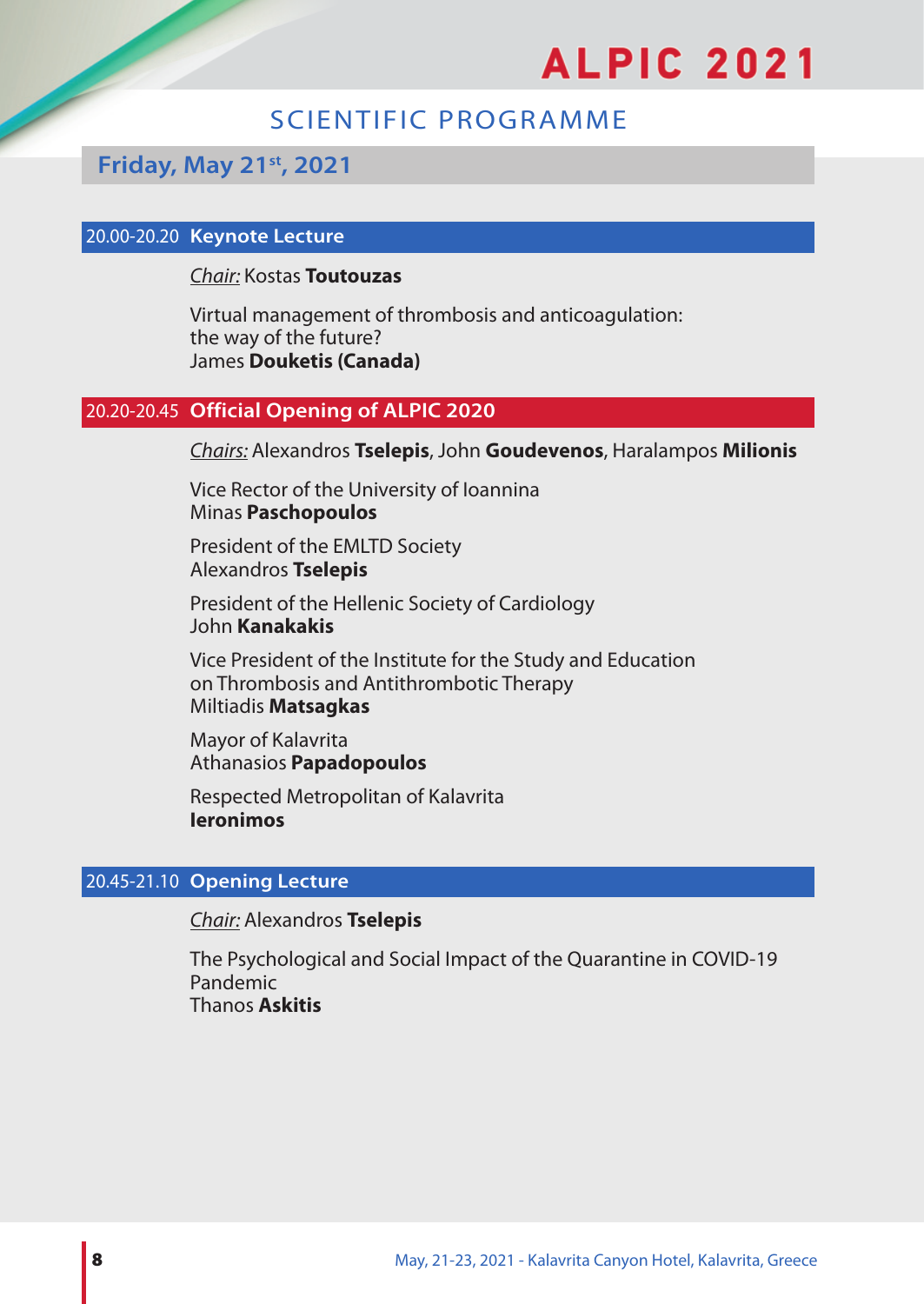## SCIENTIFIC PROGRAMME

### Friday, May 21st, 2021

#### 20.00-20.20 **Keynote Lecture**

*Chair:* Kostas **Toutouzas**

Virtual management of thrombosis and anticoagulation:
the way of the future?
James **Douketis (Canada)**

#### 20.20-20.45 **Official Opening of ALPIC 2020**

*Chairs:* Alexandros **Tselepis**, John **Goudevenos**, Haralampos **Milionis**

Vice Rector of the University of Ioannina
Minas **Paschopoulos**

President of the EMLTD Society
Alexandros **Tselepis**

President of the Hellenic Society of Cardiology
John **Kanakakis**

Vice President of the Institute for the Study and Education on Thrombosis and Antithrombotic Therapy
Miltiadis **Matsagkas**

Mayor of Kalavrita
Athanasios **Papadopoulos**

Respected Metropolitan of Kalavrita
**Ieronimos**

#### 20.45-21.10 **Opening Lecture**

*Chair:* Alexandros **Tselepis**

The Psychological and Social Impact of the Quarantine in COVID-19 Pandemic
Thanos **Askitis**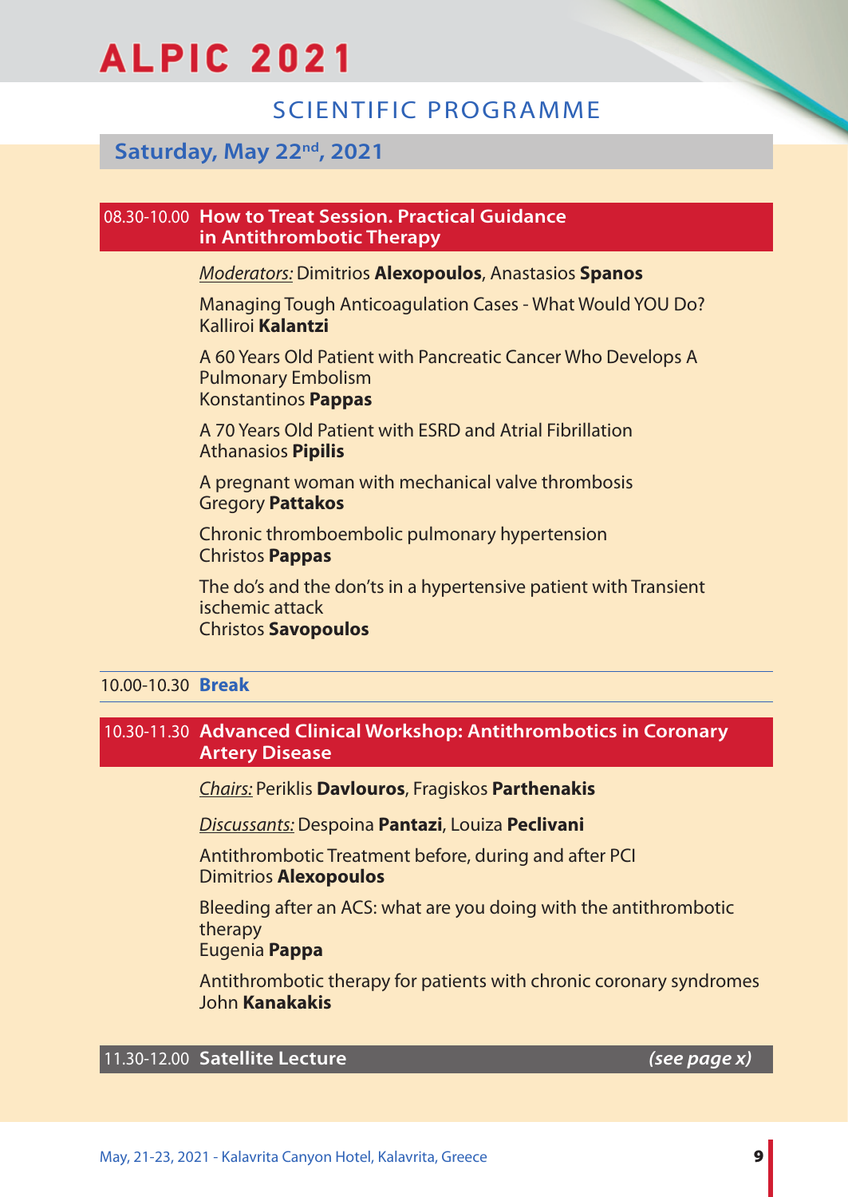# SCIENTIFIC PROGRAMME

## Saturday, May 22nd, 2021

### 08.30-10.00 How to Treat Session. Practical Guidance in Antithrombotic Therapy

*Moderators:* Dimitrios **Alexopoulos**, Anastasios **Spanos**

Managing Tough Anticoagulation Cases - What Would YOU Do?
Kalliroi **Kalantzi**

A 60 Years Old Patient with Pancreatic Cancer Who Develops A Pulmonary Embolism
Konstantinos **Pappas**

A 70 Years Old Patient with ESRD and Atrial Fibrillation
Athanasios **Pipilis**

A pregnant woman with mechanical valve thrombosis
Gregory **Pattakos**

Chronic thromboembolic pulmonary hypertension
Christos **Pappas**

The do's and the don'ts in a hypertensive patient with Transient ischemic attack
Christos **Savopoulos**

### 10.00-10.30 Break

### 10.30-11.30 Advanced Clinical Workshop: Antithrombotics in Coronary Artery Disease

*Chairs:* Periklis **Davlouros**, Fragiskos **Parthenakis**

*Discussants:* Despoina **Pantazi**, Louiza **Peclivani**

Antithrombotic Treatment before, during and after PCI
Dimitrios **Alexopoulos**

Bleeding after an ACS: what are you doing with the antithrombotic therapy
Eugenia **Pappa**

Antithrombotic therapy for patients with chronic coronary syndromes
John **Kanakakis**

### 11.30-12.00 Satellite Lecture *(see page x)*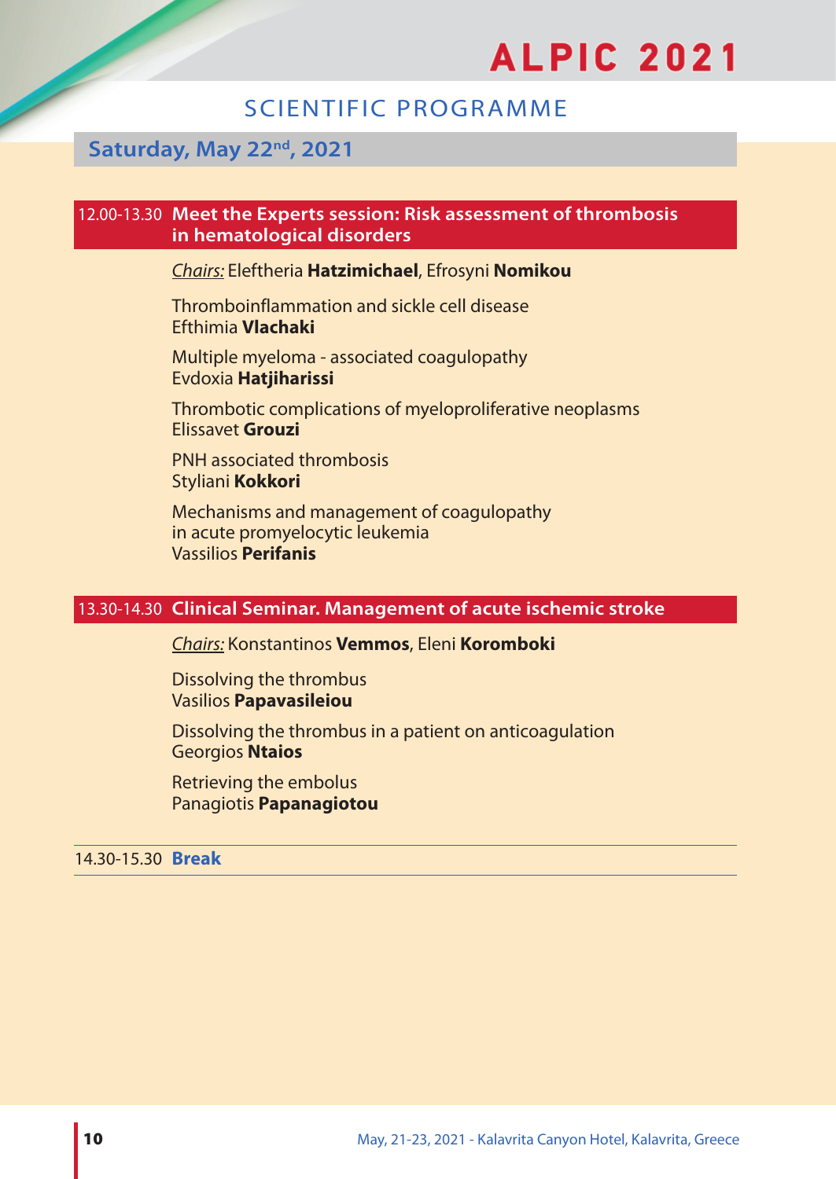## SCIENTIFIC PROGRAMME

## Saturday, May 22nd, 2021

### 12.00-13.30 Meet the Experts session: Risk assessment of thrombosis in hematological disorders

*Chairs:* Eleftheria **Hatzimichael**, Efrosyni **Nomikou**

Thromboinflammation and sickle cell disease
Efthimia **Vlachaki**

Multiple myeloma - associated coagulopathy
Evdoxia **Hatjiharissi**

Thrombotic complications of myeloproliferative neoplasms
Elissavet **Grouzi**

PNH associated thrombosis
Styliani **Kokkori**

Mechanisms and management of coagulopathy in acute promyelocytic leukemia
Vassilios **Perifanis**

### 13.30-14.30 Clinical Seminar. Management of acute ischemic stroke

*Chairs:* Konstantinos **Vemmos**, Eleni **Korompoki**

Dissolving the thrombus
Vasilios **Papavasileiou**

Dissolving the thrombus in a patient on anticoagulation
Georgios **Ntaios**

Retrieving the embolus
Panagiotis **Papanagiotou**

### 14.30-15.30 Break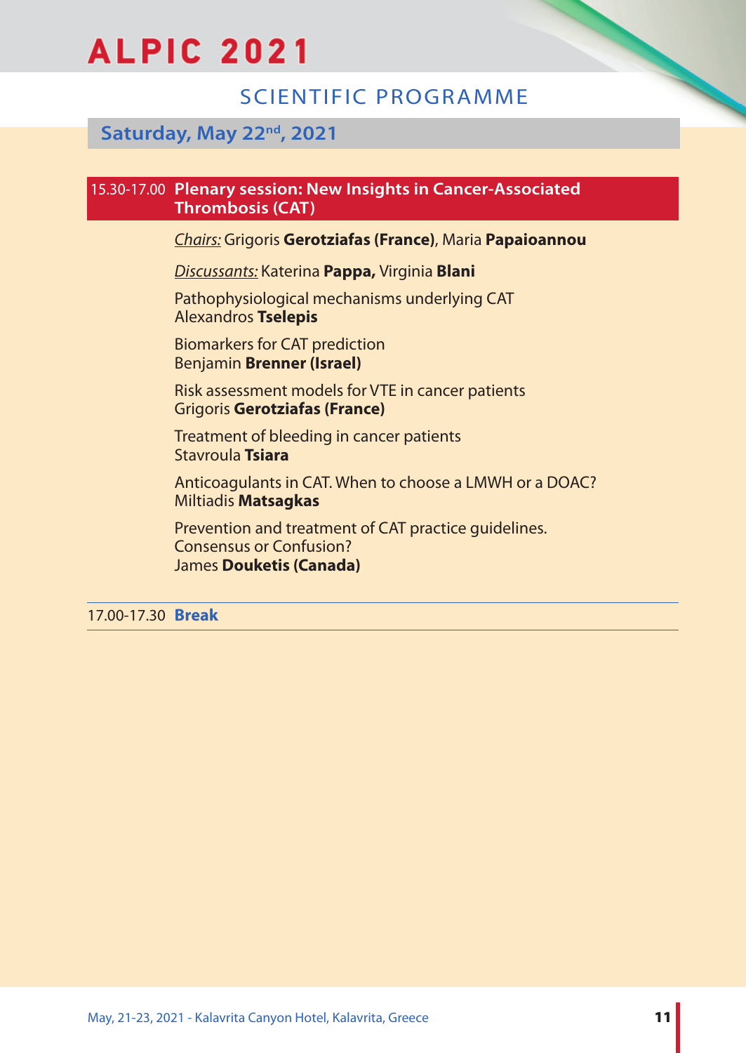# SCIENTIFIC PROGRAMME

## Saturday, May 22nd, 2021

### 15.30-17.00 Plenary session: New Insights in Cancer-Associated Thrombosis (CAT)

*Chairs:* Grigoris **Gerotziafas (France)**, Maria **Papaioannou**

*Discussants:* Katerina **Pappa,** Virginia **Blani**

Pathophysiological mechanisms underlying CAT
Alexandros **Tselepis**

Biomarkers for CAT prediction
Benjamin **Brenner (Israel)**

Risk assessment models for VTE in cancer patients
Grigoris **Gerotziafas (France)**

Treatment of bleeding in cancer patients
Stavroula **Tsiara**

Anticoagulants in CAT. When to choose a LMWH or a DOAC?
Miltiadis **Matsagkas**

Prevention and treatment of CAT practice guidelines.
Consensus or Confusion?
James **Douketis (Canada)**

### 17.00-17.30 Break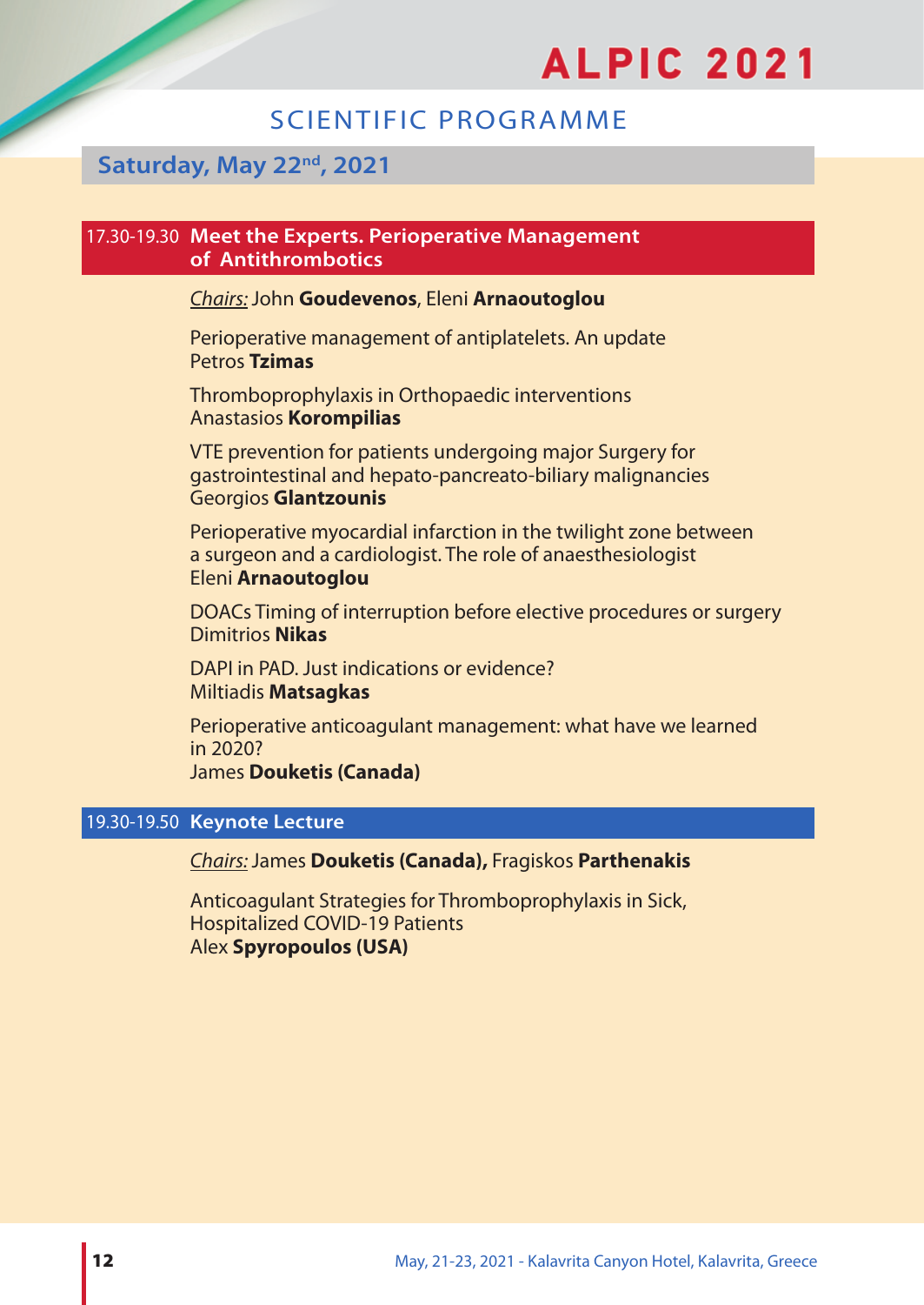## SCIENTIFIC PROGRAMME

## Saturday, May 22nd, 2021

### 17.30-19.30 Meet the Experts. Perioperative Management of Antithrombotics

*Chairs:* John **Goudevenos**, Eleni **Arnaoutoglou**

Perioperative management of antiplatelets. An update
Petros **Tzimas**

Thromboprophylaxis in Orthopaedic interventions
Anastasios **Korompilias**

VTE prevention for patients undergoing major Surgery for gastrointestinal and hepato-pancreato-biliary malignancies
Georgios **Glantzounis**

Perioperative myocardial infarction in the twilight zone between a surgeon and a cardiologist. The role of anaesthesiologist
Eleni **Arnaoutoglou**

DOACs Timing of interruption before elective procedures or surgery
Dimitrios **Nikas**

DAPI in PAD. Just indications or evidence?
Miltiadis **Matsagkas**

Perioperative anticoagulant management: what have we learned in 2020?
James **Douketis (Canada)**

### 19.30-19.50 Keynote Lecture

*Chairs:* James **Douketis (Canada),** Fragiskos **Parthenakis**

Anticoagulant Strategies for Thromboprophylaxis in Sick, Hospitalized COVID-19 Patients
Alex **Spyropoulos (USA)**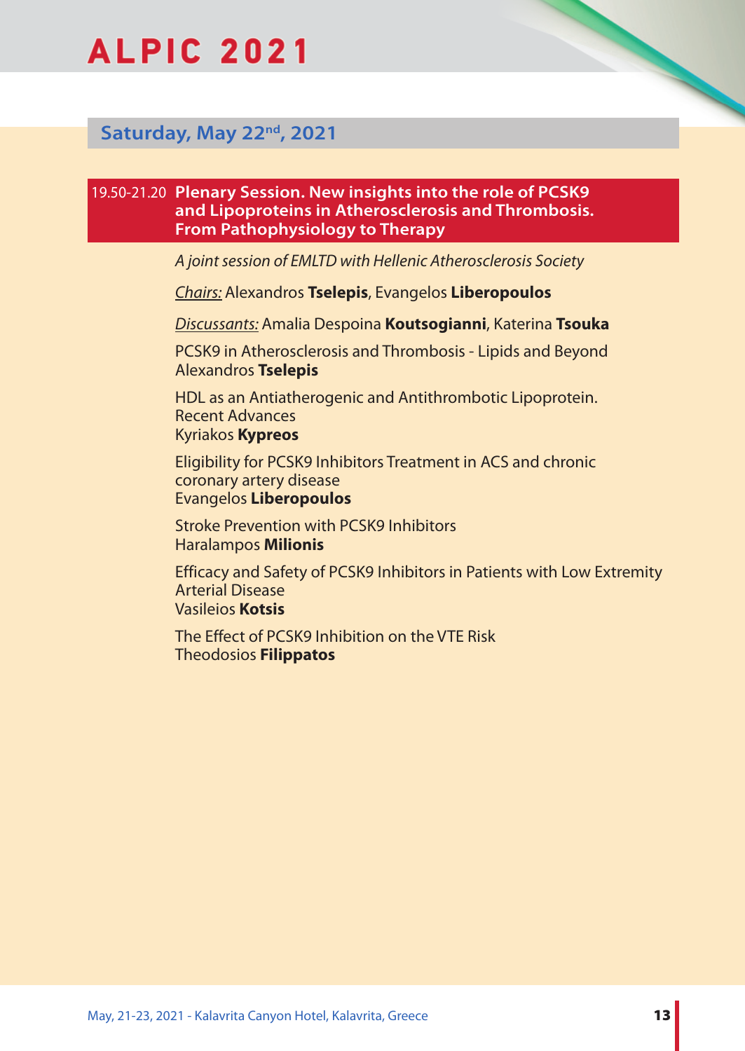## Saturday, May 22nd, 2021

### 19.50-21.20 Plenary Session. New insights into the role of PCSK9 and Lipoproteins in Atherosclerosis and Thrombosis. From Pathophysiology to Therapy

*A joint session of EMLTD with Hellenic Atherosclerosis Society*

*Chairs:* Alexandros **Tselepis**, Evangelos **Liberopoulos**

*Discussants:* Amalia Despoina **Koutsogianni**, Katerina **Tsouka**

PCSK9 in Atherosclerosis and Thrombosis - Lipids and Beyond
Alexandros **Tselepis**

HDL as an Antiatherogenic and Antithrombotic Lipoprotein. Recent Advances
Kyriakos **Kypreos**

Eligibility for PCSK9 Inhibitors Treatment in ACS and chronic coronary artery disease
Evangelos **Liberopoulos**

Stroke Prevention with PCSK9 Inhibitors
Haralampos **Milionis**

Efficacy and Safety of PCSK9 Inhibitors in Patients with Low Extremity Arterial Disease
Vasileios **Kotsis**

The Effect of PCSK9 Inhibition on the VTE Risk
Theodosios **Filippatos**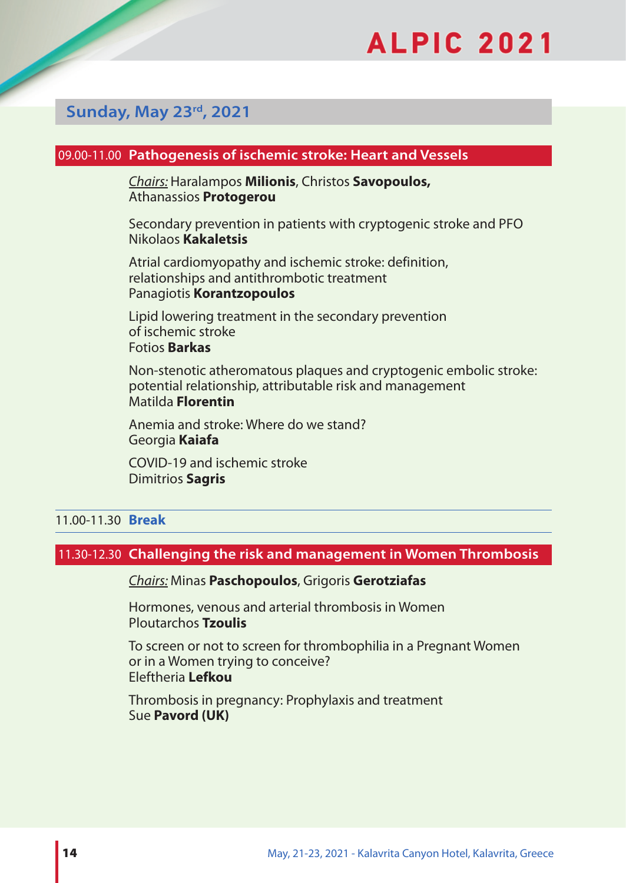## Sunday, May 23rd, 2021

### 09.00-11.00 Pathogenesis of ischemic stroke: Heart and Vessels

*Chairs:* Haralampos **Milionis**, Christos **Savopoulos,** Athanassios **Protogerou**

Secondary prevention in patients with cryptogenic stroke and PFO
Nikolaos **Kakaletsis**

Atrial cardiomyopathy and ischemic stroke: definition, relationships and antithrombotic treatment
Panagiotis **Korantzopoulos**

Lipid lowering treatment in the secondary prevention of ischemic stroke
Fotios **Barkas**

Non-stenotic atheromatous plaques and cryptogenic embolic stroke: potential relationship, attributable risk and management
Matilda **Florentin**

Anemia and stroke: Where do we stand?
Georgia **Kaiafa**

COVID-19 and ischemic stroke
Dimitrios **Sagris**

### 11.00-11.30 Break

### 11.30-12.30 Challenging the risk and management in Women Thrombosis

*Chairs:* Minas **Paschopoulos**, Grigoris **Gerotziafas**

Hormones, venous and arterial thrombosis in Women
Ploutarchos **Tzoulis**

To screen or not to screen for thrombophilia in a Pregnant Women or in a Women trying to conceive?
Eleftheria **Lefkou**

Thrombosis in pregnancy: Prophylaxis and treatment
Sue **Pavord (UK)**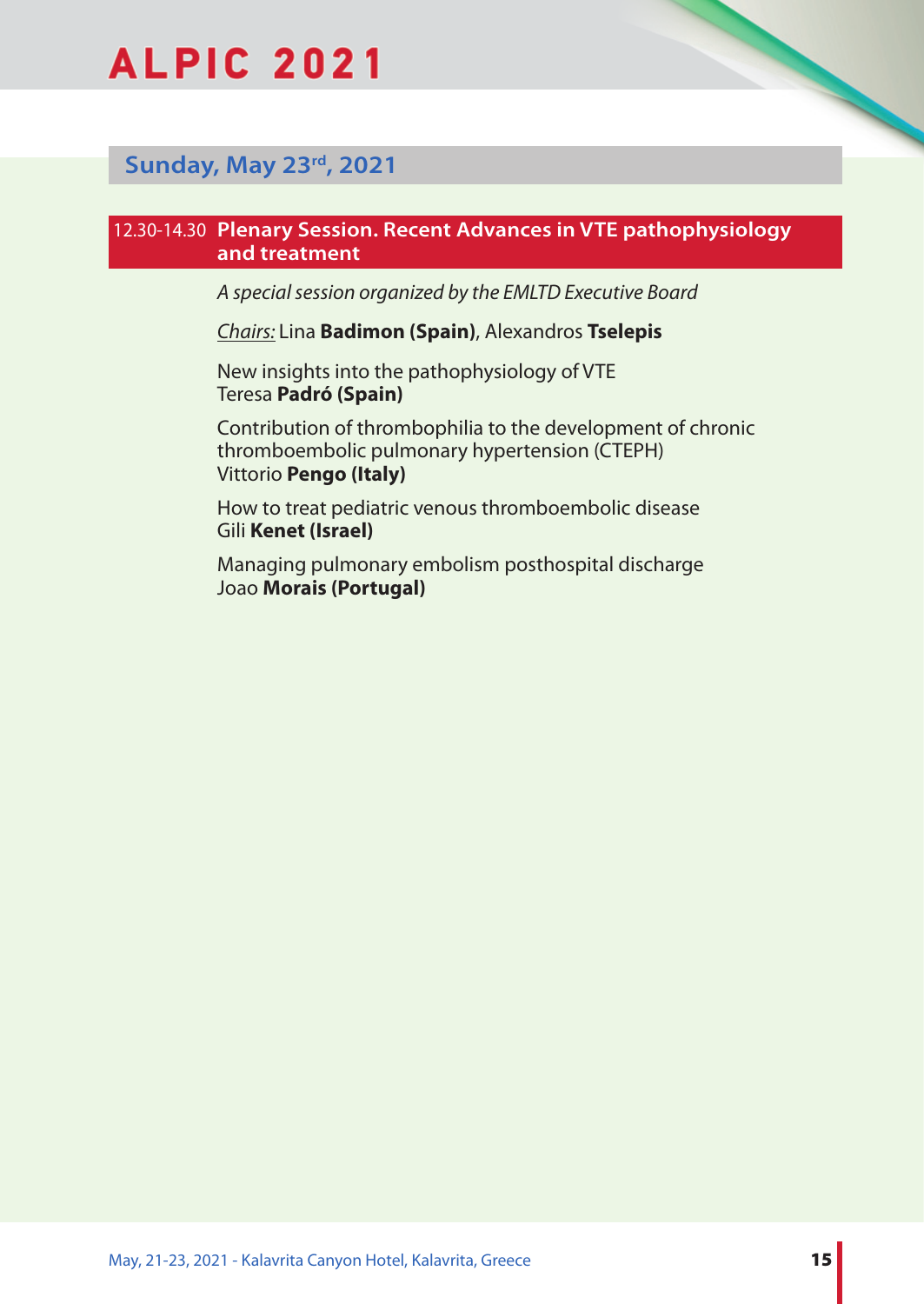## Sunday, May 23rd, 2021

### 12.30-14.30 Plenary Session. Recent Advances in VTE pathophysiology and treatment

*A special session organized by the EMLTD Executive Board*

*Chairs:* Lina **Badimon (Spain)**, Alexandros **Tselepis**

New insights into the pathophysiology of VTE
Teresa **Padró (Spain)**

Contribution of thrombophilia to the development of chronic thromboembolic pulmonary hypertension (CTEPH)
Vittorio **Pengo (Italy)**

How to treat pediatric venous thromboembolic disease
Gili **Kenet (Israel)**

Managing pulmonary embolism posthospital discharge
Joao **Morais (Portugal)**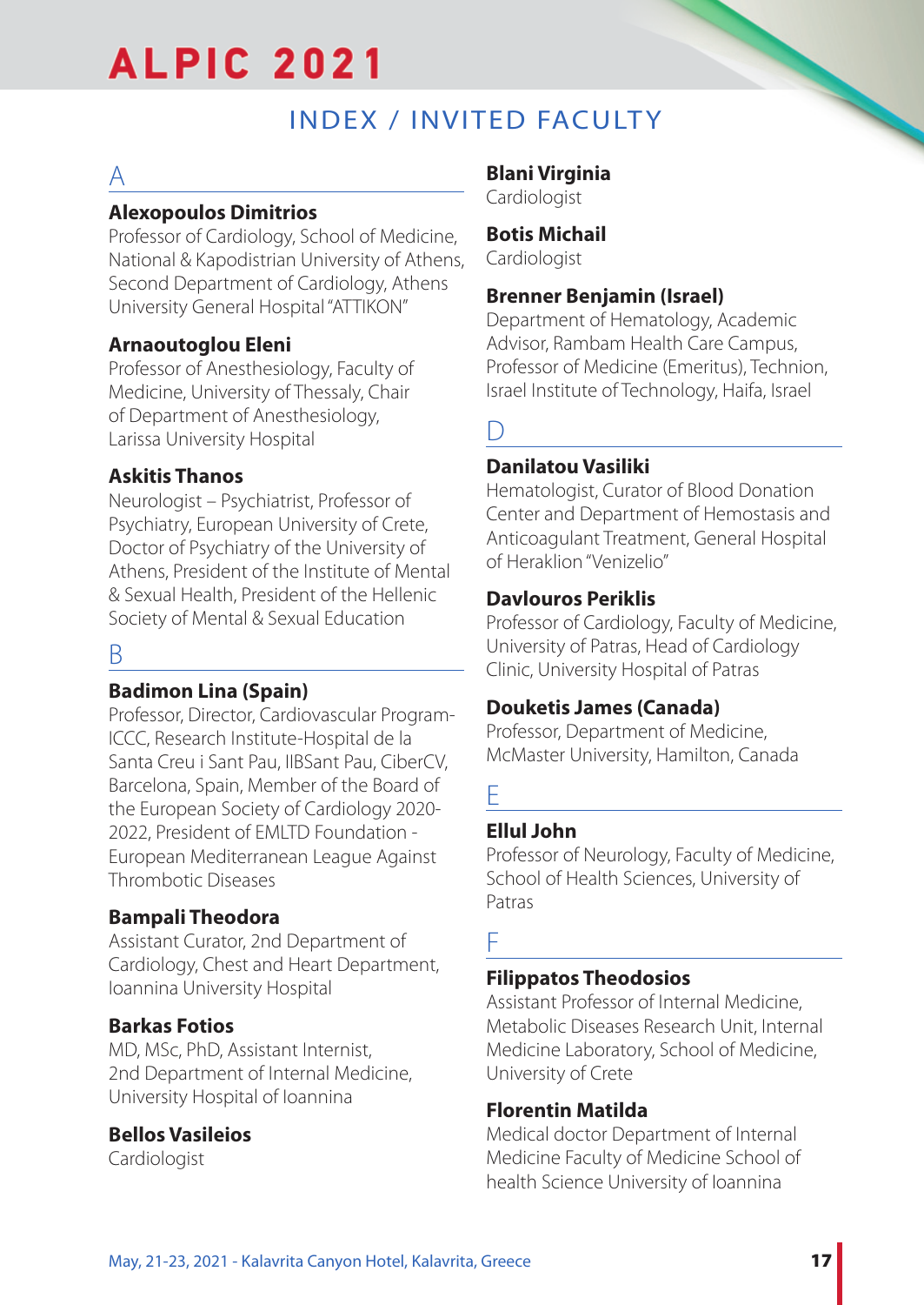## INDEX / INVITED FACULTY

### A

**Alexopoulos Dimitrios**
Professor of Cardiology, School of Medicine, National & Kapodistrian University of Athens, Second Department of Cardiology, Athens University General Hospital "ATTIKON"

**Arnaoutoglou Eleni**
Professor of Anesthesiology, Faculty of Medicine, University of Thessaly, Chair of Department of Anesthesiology, Larissa University Hospital

**Askitis Thanos**
Neurologist – Psychiatrist, Professor of Psychiatry, European University of Crete, Doctor of Psychiatry of the University of Athens, President of the Institute of Mental & Sexual Health, President of the Hellenic Society of Mental & Sexual Education

### B

**Badimon Lina (Spain)**
Professor, Director, Cardiovascular Program-ICCC, Research Institute-Hospital de la Santa Creu i Sant Pau, IIBSant Pau, CiberCV, Barcelona, Spain, Member of the Board of the European Society of Cardiology 2020-2022, President of EMLTD Foundation - European Mediterranean League Against Thrombotic Diseases

**Bampali Theodora**
Assistant Curator, 2nd Department of Cardiology, Chest and Heart Department, Ioannina University Hospital

**Barkas Fotios**
MD, MSc, PhD, Assistant Internist, 2nd Department of Internal Medicine, University Hospital of Ioannina

**Bellos Vasileios**
Cardiologist

**Blani Virginia**
Cardiologist

**Botis Michail**
Cardiologist

**Brenner Benjamin (Israel)**
Department of Hematology, Academic Advisor, Rambam Health Care Campus, Professor of Medicine (Emeritus), Technion, Israel Institute of Technology, Haifa, Israel

### D

**Danilatou Vasiliki**
Hematologist, Curator of Blood Donation Center and Department of Hemostasis and Anticoagulant Treatment, General Hospital of Heraklion "Venizelio"

**Davlouros Periklis**
Professor of Cardiology, Faculty of Medicine, University of Patras, Head of Cardiology Clinic, University Hospital of Patras

**Douketis James (Canada)**
Professor, Department of Medicine, McMaster University, Hamilton, Canada

### E

**Ellul John**
Professor of Neurology, Faculty of Medicine, School of Health Sciences, University of Patras

### F

**Filippatos Theodosios**
Assistant Professor of Internal Medicine, Metabolic Diseases Research Unit, Internal Medicine Laboratory, School of Medicine, University of Crete

**Florentin Matilda**
Medical doctor Department of Internal Medicine Faculty of Medicine School of health Science University of Ioannina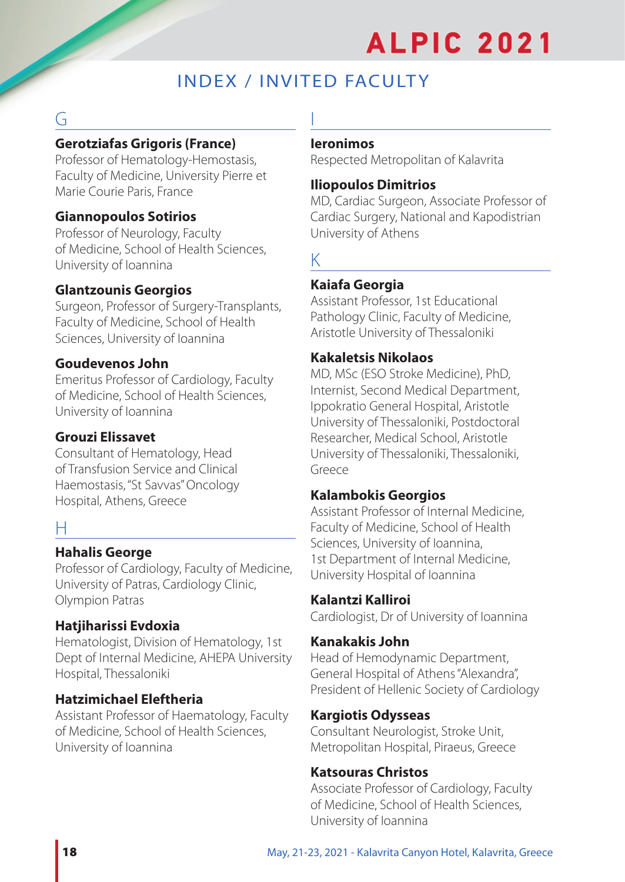# INDEX / INVITED FACULTY

## G

**Gerotziafas Grigoris (France)**
Professor of Hematology-Hemostasis, Faculty of Medicine, University Pierre et Marie Courie Paris, France

**Giannopoulos Sotirios**
Professor of Neurology, Faculty of Medicine, School of Health Sciences, University of Ioannina

**Glantzounis Georgios**
Surgeon, Professor of Surgery-Transplants, Faculty of Medicine, School of Health Sciences, University of Ioannina

**Goudevenos John**
Emeritus Professor of Cardiology, Faculty of Medicine, School of Health Sciences, University of Ioannina

**Grouzi Elissavet**
Consultant of Hematology, Head of Transfusion Service and Clinical Haemostasis, "St Savvas" Oncology Hospital, Athens, Greece

## H

**Hahalis George**
Professor of Cardiology, Faculty of Medicine, University of Patras, Cardiology Clinic, Olympion Patras

**Hatjiharissi Evdoxia**
Hematologist, Division of Hematology, 1st Dept of Internal Medicine, AHEPA University Hospital, Thessaloniki

**Hatzimichael Eleftheria**
Assistant Professor of Haematology, Faculty of Medicine, School of Health Sciences, University of Ioannina

## I

**Ieronimos**
Respected Metropolitan of Kalavrita

**Iliopoulos Dimitrios**
MD, Cardiac Surgeon, Associate Professor of Cardiac Surgery, National and Kapodistrian University of Athens

## K

**Kaiafa Georgia**
Assistant Professor, 1st Educational Pathology Clinic, Faculty of Medicine, Aristotle University of Thessaloniki

**Kakaletsis Nikolaos**
MD, MSc (ESO Stroke Medicine), PhD, Internist, Second Medical Department, Ippokratio General Hospital, Aristotle University of Thessaloniki, Postdoctoral Researcher, Medical School, Aristotle University of Thessaloniki, Thessaloniki, Greece

**Kalambokis Georgios**
Assistant Professor of Internal Medicine, Faculty of Medicine, School of Health Sciences, University of Ioannina, 1st Department of Internal Medicine, University Hospital of Ioannina

**Kalantzi Kalliroi**
Cardiologist, Dr of University of Ioannina

**Kanakakis John**
Head of Hemodynamic Department, General Hospital of Athens "Alexandra", President of Hellenic Society of Cardiology

**Kargiotis Odysseas**
Consultant Neurologist, Stroke Unit, Metropolitan Hospital, Piraeus, Greece

**Katsouras Christos**
Associate Professor of Cardiology, Faculty of Medicine, School of Health Sciences, University of Ioannina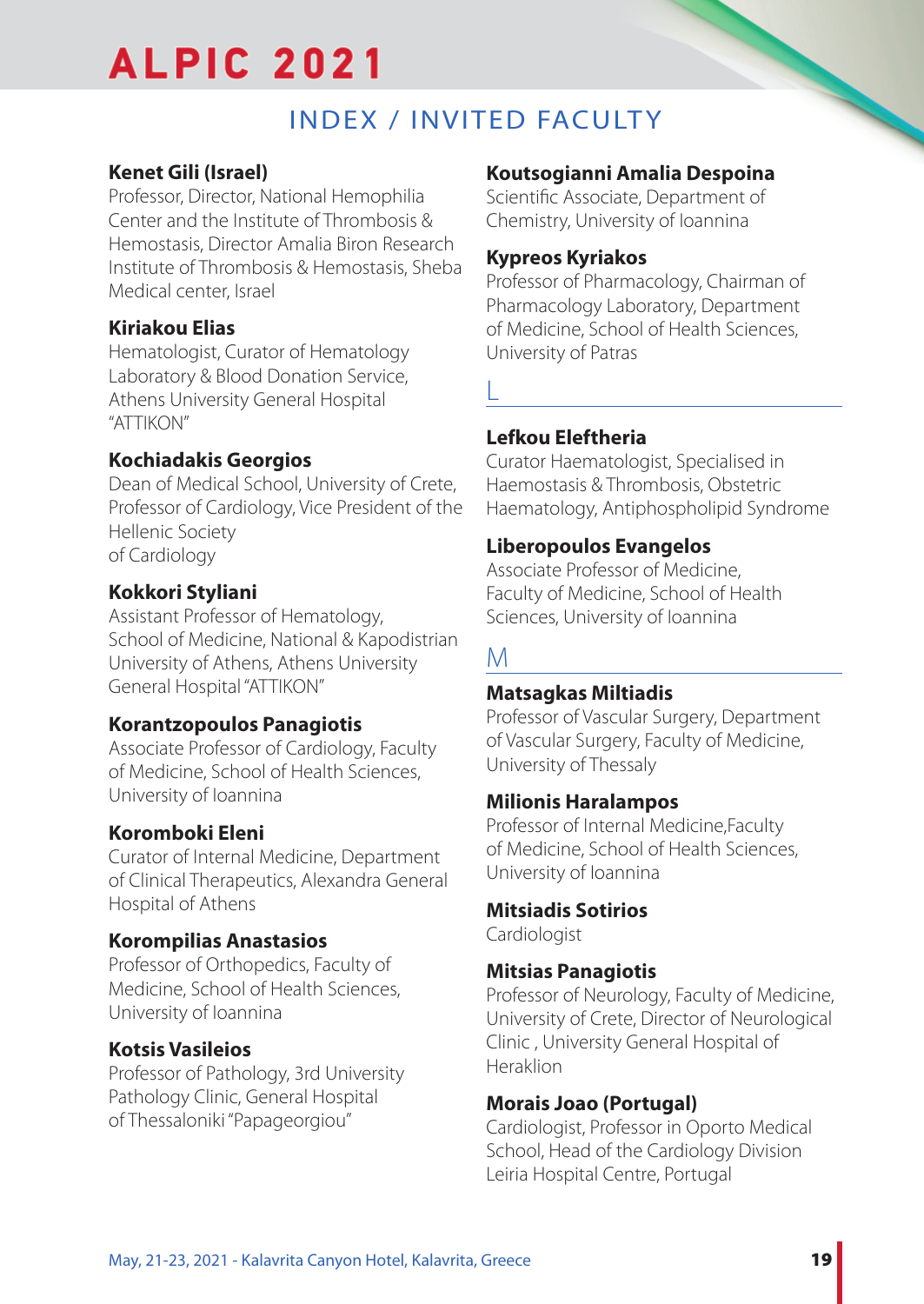## INDEX / INVITED FACULTY

**Kenet Gili (Israel)**
Professor, Director, National Hemophilia Center and the Institute of Thrombosis & Hemostasis, Director Amalia Biron Research Institute of Thrombosis & Hemostasis, Sheba Medical center, Israel

**Kiriakou Elias**
Hematologist, Curator of Hematology Laboratory & Blood Donation Service, Athens University General Hospital "ATTIKON"

**Kochiadakis Georgios**
Dean of Medical School, University of Crete, Professor of Cardiology, Vice President of the Hellenic Society of Cardiology

**Kokkori Styliani**
Assistant Professor of Hematology, School of Medicine, National & Kapodistrian University of Athens, Athens University General Hospital "ATTIKON"

**Korantzopoulos Panagiotis**
Associate Professor of Cardiology, Faculty of Medicine, School of Health Sciences, University of Ioannina

**Koromboki Eleni**
Curator of Internal Medicine, Department of Clinical Therapeutics, Alexandra General Hospital of Athens

**Korompilias Anastasios**
Professor of Orthopedics, Faculty of Medicine, School of Health Sciences, University of Ioannina

**Kotsis Vasileios**
Professor of Pathology, 3rd University Pathology Clinic, General Hospital of Thessaloniki "Papageorgiou"

**Koutsogianni Amalia Despoina**
Scientific Associate, Department of Chemistry, University of Ioannina

**Kypreos Kyriakos**
Professor of Pharmacology, Chairman of Pharmacology Laboratory, Department of Medicine, School of Health Sciences, University of Patras

### L

**Lefkou Eleftheria**
Curator Haematologist, Specialised in Haemostasis & Thrombosis, Obstetric Haematology, Antiphospholipid Syndrome

**Liberopoulos Evangelos**
Associate Professor of Medicine, Faculty of Medicine, School of Health Sciences, University of Ioannina

### M

**Matsagkas Miltiadis**
Professor of Vascular Surgery, Department of Vascular Surgery, Faculty of Medicine, University of Thessaly

**Milionis Haralampos**
Professor of Internal Medicine,Faculty of Medicine, School of Health Sciences, University of Ioannina

**Mitsiadis Sotirios**
Cardiologist

**Mitsias Panagiotis**
Professor of Neurology, Faculty of Medicine, University of Crete, Director of Neurological Clinic , University General Hospital of Heraklion

**Morais Joao (Portugal)**
Cardiologist, Professor in Oporto Medical School, Head of the Cardiology Division Leiria Hospital Centre, Portugal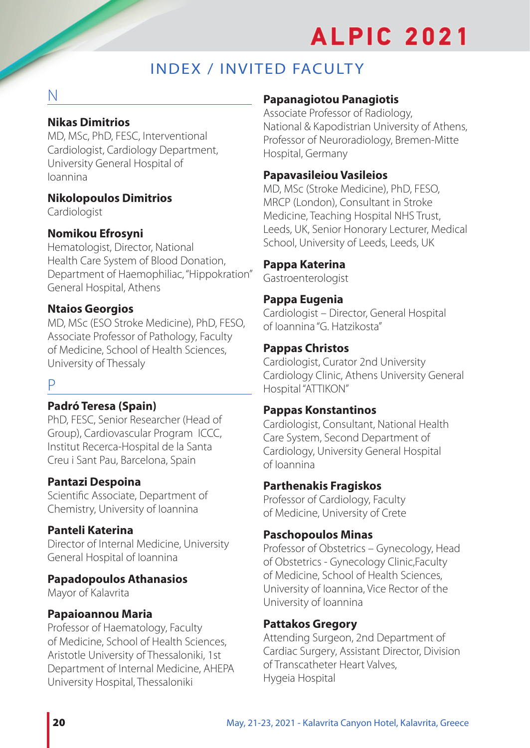# INDEX / INVITED FACULTY

## N

**Nikas Dimitrios**
MD, MSc, PhD, FESC, Interventional Cardiologist, Cardiology Department, University General Hospital of Ioannina

**Nikolopoulos Dimitrios**
Cardiologist

**Nomikou Efrosyni**
Hematologist, Director, National Health Care System of Blood Donation, Department of Haemophiliac, "Hippokration" General Hospital, Athens

**Ntaios Georgios**
MD, MSc (ESO Stroke Medicine), PhD, FESO, Associate Professor of Pathology, Faculty of Medicine, School of Health Sciences, University of Thessaly

## P

**Padró Teresa (Spain)**
PhD, FESC, Senior Researcher (Head of Group), Cardiovascular Program ICCC, Institut Recerca-Hospital de la Santa Creu i Sant Pau, Barcelona, Spain

**Pantazi Despoina**
Scientific Associate, Department of Chemistry, University of Ioannina

**Panteli Katerina**
Director of Internal Medicine, University General Hospital of Ioannina

**Papadopoulos Athanasios**
Mayor of Kalavrita

**Papaioannou Maria**
Professor of Haematology, Faculty of Medicine, School of Health Sciences, Aristotle University of Thessaloniki, 1st Department of Internal Medicine, AHEPA University Hospital, Thessaloniki

**Papanagiotou Panagiotis**
Associate Professor of Radiology, National & Kapodistrian University of Athens, Professor of Neuroradiology, Bremen-Mitte Hospital, Germany

**Papavasileiou Vasileios**
MD, MSc (Stroke Medicine), PhD, FESO, MRCP (London), Consultant in Stroke Medicine, Teaching Hospital NHS Trust, Leeds, UK, Senior Honorary Lecturer, Medical School, University of Leeds, Leeds, UK

**Pappa Katerina**
Gastroenterologist

**Pappa Eugenia**
Cardiologist – Director, General Hospital of Ioannina "G. Hatzikosta"

**Pappas Christos**
Cardiologist, Curator 2nd University Cardiology Clinic, Athens University General Hospital "ATTIKON"

**Pappas Konstantinos**
Cardiologist, Consultant, National Health Care System, Second Department of Cardiology, University General Hospital of Ioannina

**Parthenakis Fragiskos**
Professor of Cardiology, Faculty of Medicine, University of Crete

**Paschopoulos Minas**
Professor of Obstetrics – Gynecology, Head of Obstetrics - Gynecology Clinic,Faculty of Medicine, School of Health Sciences, University of Ioannina, Vice Rector of the University of Ioannina

**Pattakos Gregory**
Attending Surgeon, 2nd Department of Cardiac Surgery, Assistant Director, Division of Transcatheter Heart Valves, Hygeia Hospital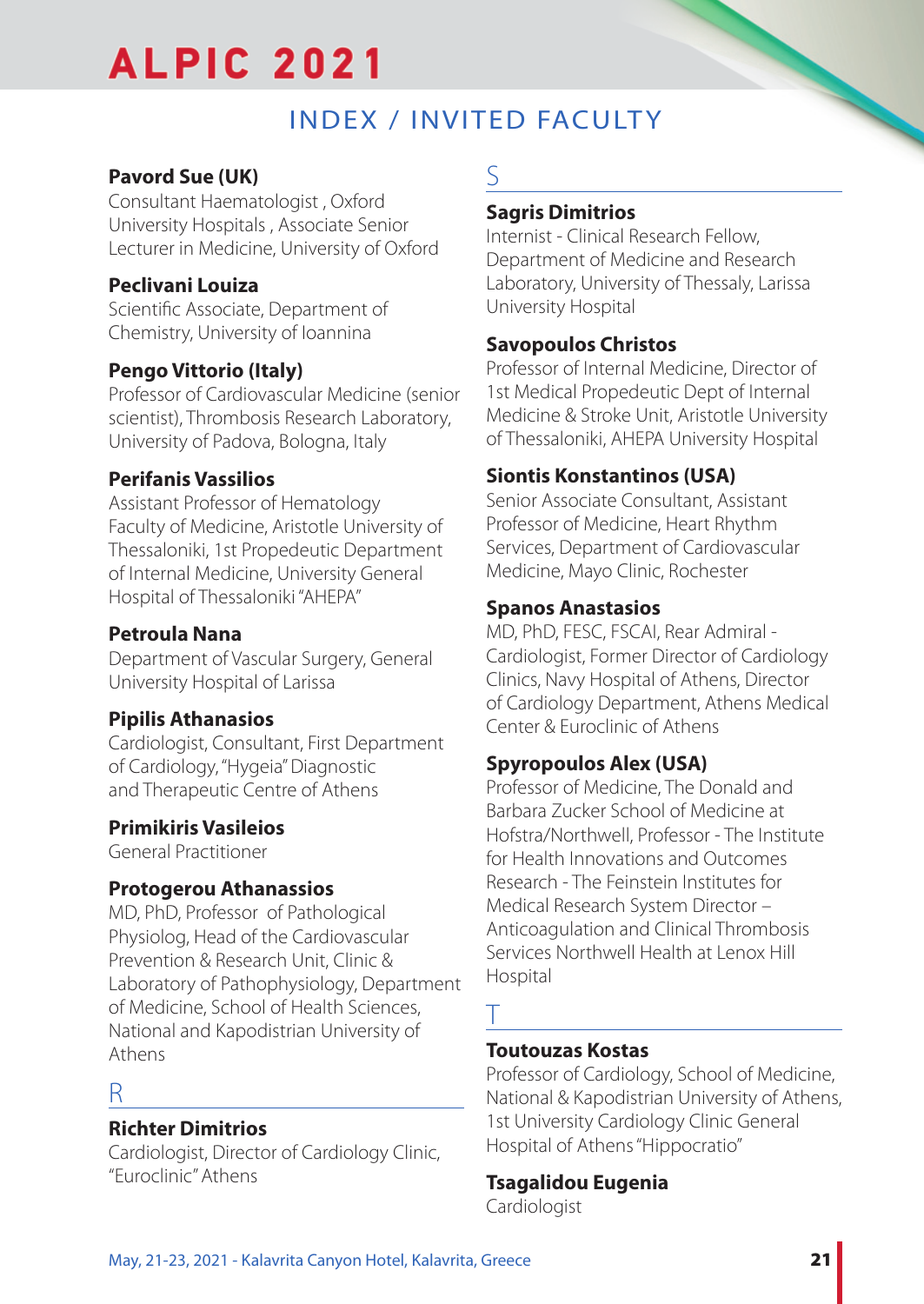# INDEX / INVITED FACULTY

**Pavord Sue (UK)**
Consultant Haematologist , Oxford University Hospitals , Associate Senior Lecturer in Medicine, University of Oxford

**Peclivani Louiza**
Scientific Associate, Department of Chemistry, University of Ioannina

**Pengo Vittorio (Italy)**
Professor of Cardiovascular Medicine (senior scientist), Thrombosis Research Laboratory, University of Padova, Bologna, Italy

**Perifanis Vassilios**
Assistant Professor of Hematology Faculty of Medicine, Aristotle University of Thessaloniki, 1st Propedeutic Department of Internal Medicine, University General Hospital of Thessaloniki "AHEPA"

**Petroula Nana**
Department of Vascular Surgery, General University Hospital of Larissa

**Pipilis Athanasios**
Cardiologist, Consultant, First Department of Cardiology, "Hygeia" Diagnostic and Therapeutic Centre of Athens

**Primikiris Vasileios**
General Practitioner

**Protogerou Athanassios**
MD, PhD, Professor of Pathological Physiolog, Head of the Cardiovascular Prevention & Research Unit, Clinic & Laboratory of Pathophysiology, Department of Medicine, School of Health Sciences, National and Kapodistrian University of Athens

## R

**Richter Dimitrios**
Cardiologist, Director of Cardiology Clinic, "Euroclinic" Athens

## S

**Sagris Dimitrios**
Internist - Clinical Research Fellow, Department of Medicine and Research Laboratory, University of Thessaly, Larissa University Hospital

**Savopoulos Christos**
Professor of Internal Medicine, Director of 1st Medical Propedeutic Dept of Internal Medicine & Stroke Unit, Aristotle University of Thessaloniki, AHEPA University Hospital

**Siontis Konstantinos (USA)**
Senior Associate Consultant, Assistant Professor of Medicine, Heart Rhythm Services, Department of Cardiovascular Medicine, Mayo Clinic, Rochester

**Spanos Anastasios**
MD, PhD, FESC, FSCAI, Rear Admiral - Cardiologist, Former Director of Cardiology Clinics, Navy Hospital of Athens, Director of Cardiology Department, Athens Medical Center & Euroclinic of Athens

**Spyropoulos Alex (USA)**
Professor of Medicine, The Donald and Barbara Zucker School of Medicine at Hofstra/Northwell, Professor - The Institute for Health Innovations and Outcomes Research - The Feinstein Institutes for Medical Research System Director – Anticoagulation and Clinical Thrombosis Services Northwell Health at Lenox Hill Hospital

## T

**Toutouzas Kostas**
Professor of Cardiology, School of Medicine, National & Kapodistrian University of Athens, 1st University Cardiology Clinic General Hospital of Athens "Hippocratio"

**Tsagalidou Eugenia**
Cardiologist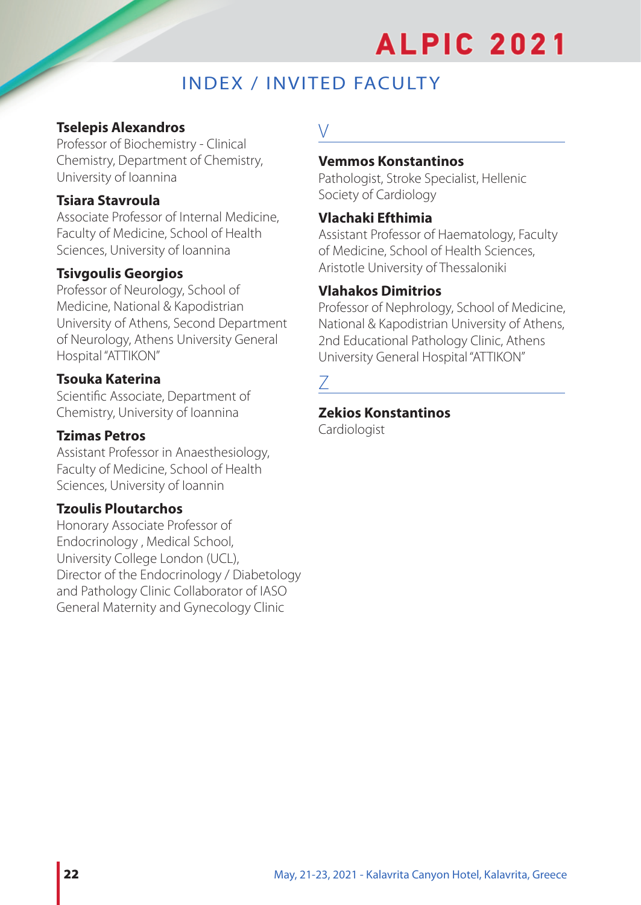## INDEX / INVITED FACULTY

**Tselepis Alexandros**
Professor of Biochemistry - Clinical Chemistry, Department of Chemistry, University of Ioannina

**Tsiara Stavroula**
Associate Professor of Internal Medicine, Faculty of Medicine, School of Health Sciences, University of Ioannina

**Tsivgoulis Georgios**
Professor of Neurology, School of Medicine, National & Kapodistrian University of Athens, Second Department of Neurology, Athens University General Hospital "ATTIKON"

**Tsouka Katerina**
Scientific Associate, Department of Chemistry, University of Ioannina

**Tzimas Petros**
Assistant Professor in Anaesthesiology, Faculty of Medicine, School of Health Sciences, University of Ioannin

**Tzoulis Ploutarchos**
Honorary Associate Professor of Endocrinology , Medical School, University College London (UCL), Director of the Endocrinology / Diabetology and Pathology Clinic Collaborator of IASO General Maternity and Gynecology Clinic

### V

**Vemmos Konstantinos**
Pathologist, Stroke Specialist, Hellenic Society of Cardiology

**Vlachaki Efthimia**
Assistant Professor of Haematology, Faculty of Medicine, School of Health Sciences, Aristotle University of Thessaloniki

**Vlahakos Dimitrios**
Professor of Nephrology, School of Medicine, National & Kapodistrian University of Athens, 2nd Educational Pathology Clinic, Athens University General Hospital "ATTIKON"

### Z

**Zekios Konstantinos**
Cardiologist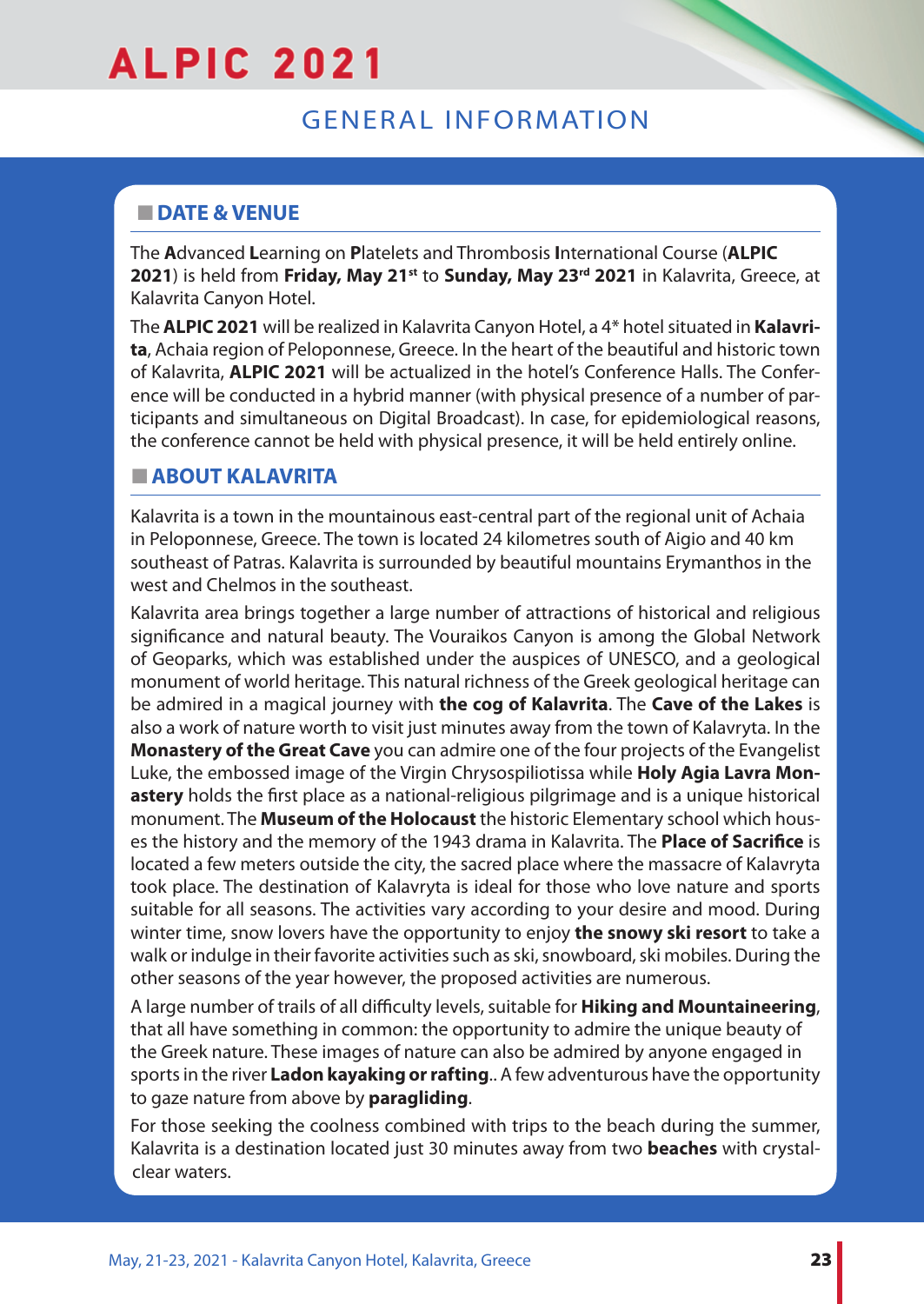# GENERAL INFORMATION

## DATE & VENUE

The **A**dvanced **L**earning on **P**latelets and Thrombosis **I**nternational Course (**ALPIC 2021**) is held from **Friday, May 21st** to **Sunday, May 23rd 2021** in Kalavrita, Greece, at Kalavrita Canyon Hotel.

The **ALPIC 2021** will be realized in Kalavrita Canyon Hotel, a 4* hotel situated in **Kalavrita**, Achaia region of Peloponnese, Greece. In the heart of the beautiful and historic town of Kalavrita, **ALPIC 2021** will be actualized in the hotel's Conference Halls. The Conference will be conducted in a hybrid manner (with physical presence of a number of participants and simultaneous on Digital Broadcast). In case, for epidemiological reasons, the conference cannot be held with physical presence, it will be held entirely online.

## ABOUT KALAVRITA

Kalavrita is a town in the mountainous east-central part of the regional unit of Achaia in Peloponnese, Greece. The town is located 24 kilometres south of Aigio and 40 km southeast of Patras. Kalavrita is surrounded by beautiful mountains Erymanthos in the west and Chelmos in the southeast.

Kalavrita area brings together a large number of attractions of historical and religious significance and natural beauty. The Vouraikos Canyon is among the Global Network of Geoparks, which was established under the auspices of UNESCO, and a geological monument of world heritage. This natural richness of the Greek geological heritage can be admired in a magical journey with **the cog of Kalavrita**. The **Cave of the Lakes** is also a work of nature worth to visit just minutes away from the town of Kalavryta. In the **Monastery of the Great Cave** you can admire one of the four projects of the Evangelist Luke, the embossed image of the Virgin Chrysospiliotissa while **Holy Agia Lavra Monastery** holds the first place as a national-religious pilgrimage and is a unique historical monument. The **Museum of the Holocaust** the historic Elementary school which houses the history and the memory of the 1943 drama in Kalavrita. The **Place of Sacrifice** is located a few meters outside the city, the sacred place where the massacre of Kalavryta took place. The destination of Kalavryta is ideal for those who love nature and sports suitable for all seasons. The activities vary according to your desire and mood. During winter time, snow lovers have the opportunity to enjoy **the snowy ski resort** to take a walk or indulge in their favorite activities such as ski, snowboard, ski mobiles. During the other seasons of the year however, the proposed activities are numerous.

A large number of trails of all difficulty levels, suitable for **Hiking and Mountaineering**, that all have something in common: the opportunity to admire the unique beauty of the Greek nature. These images of nature can also be admired by anyone engaged in sports in the river **Ladon kayaking or rafting**.. A few adventurous have the opportunity to gaze nature from above by **paragliding**.

For those seeking the coolness combined with trips to the beach during the summer, Kalavrita is a destination located just 30 minutes away from two **beaches** with crystal-clear waters.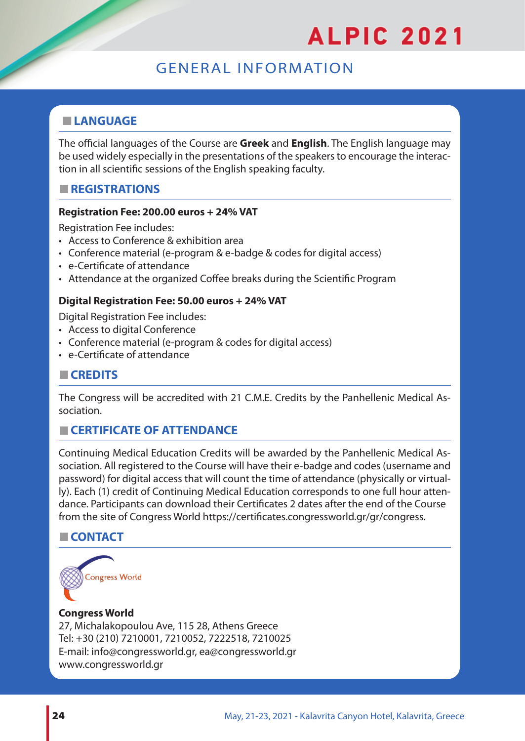# GENERAL INFORMATION

## LANGUAGE

The official languages of the Course are **Greek** and **English**. The English language may be used widely especially in the presentations of the speakers to encourage the interaction in all scientific sessions of the English speaking faculty.

## REGISTRATIONS

**Registration Fee: 200.00 euros + 24% VAT**

Registration Fee includes:

- Access to Conference & exhibition area
- Conference material (e-program & e-badge & codes for digital access)
- e-Certificate of attendance
- Attendance at the organized Coffee breaks during the Scientific Program

**Digital Registration Fee: 50.00 euros + 24% VAT**

Digital Registration Fee includes:

- Access to digital Conference
- Conference material (e-program & codes for digital access)
- e-Certificate of attendance

## CREDITS

The Congress will be accredited with 21 C.M.E. Credits by the Panhellenic Medical Association.

## CERTIFICATE OF ATTENDANCE

Continuing Medical Education Credits will be awarded by the Panhellenic Medical Association. All registered to the Course will have their e-badge and codes (username and password) for digital access that will count the time of attendance (physically or virtually). Each (1) credit of Continuing Medical Education corresponds to one full hour attendance. Participants can download their Certificates 2 dates after the end of the Course from the site of Congress World https://certificates.congressworld.gr/gr/congress.

## CONTACT

Congress World

**Congress World**
27, Michalakopoulou Ave, 115 28, Athens Greece
Tel: +30 (210) 7210001, 7210052, 7222518, 7210025
E-mail: info@congressworld.gr, ea@congressworld.gr
www.congressworld.gr